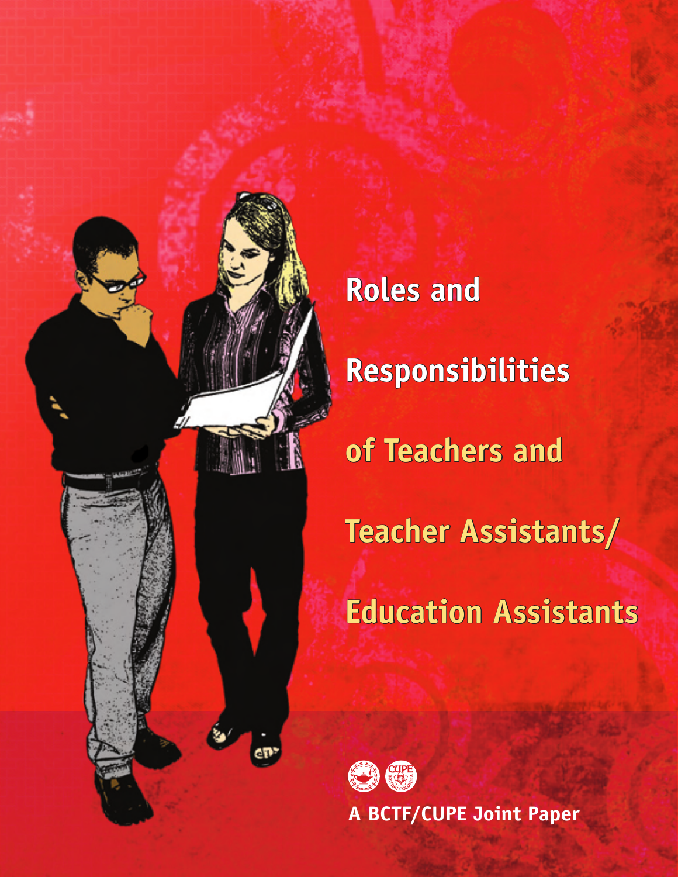# Roles and Responsibilities of Teachers and Teacher Assistants/ Education Assistants

A BCTF/CUPE Joint Paper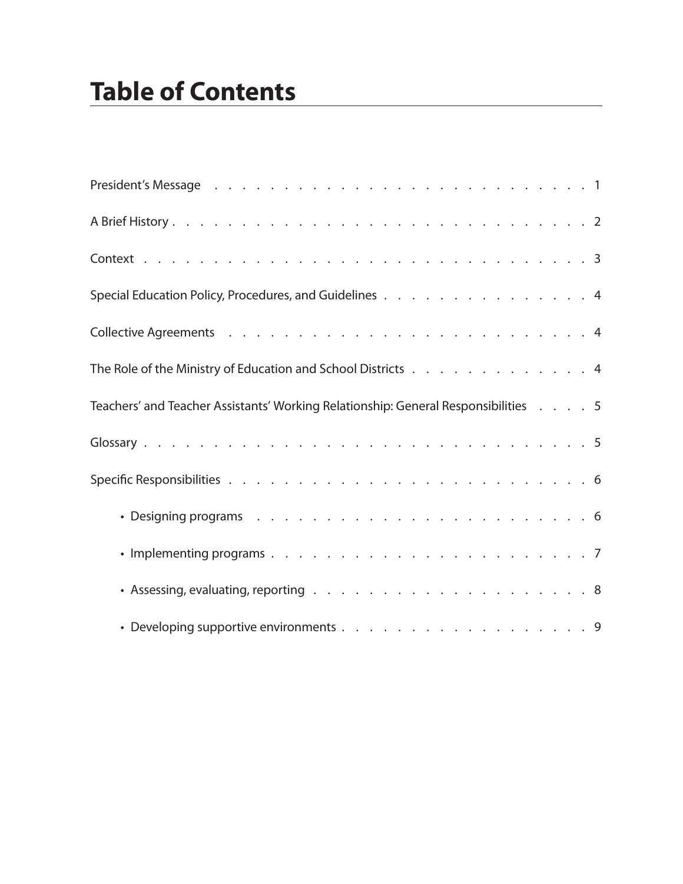# Table of Contents

President's Message . . . . . . . . . . . . . . . . . . . . . . . . . . . 1

A Brief History . . . . . . . . . . . . . . . . . . . . . . . . . . . 2

Context . . . . . . . . . . . . . . . . . . . . . . . . . . . 3

Special Education Policy, Procedures, and Guidelines . . . . . . . . . . . . . . . 4

Collective Agreements . . . . . . . . . . . . . . . . . . . . . . . . . 4

The Role of the Ministry of Education and School Districts . . . . . . . . . . . . . 4

Teachers' and Teacher Assistants' Working Relationship: General Responsibilities . . . . 5

Glossary . . . . . . . . . . . . . . . . . . . . . . . . . . . 5

Specific Responsibilities . . . . . . . . . . . . . . . . . . . . . . . . . 6

- Designing programs . . . . . . . . . . . . . . . . . . . . . . . . 6
- Implementing programs . . . . . . . . . . . . . . . . . . . . . . . . 7
- Assessing, evaluating, reporting . . . . . . . . . . . . . . . . . . . . 8
- Developing supportive environments . . . . . . . . . . . . . . . . . . 9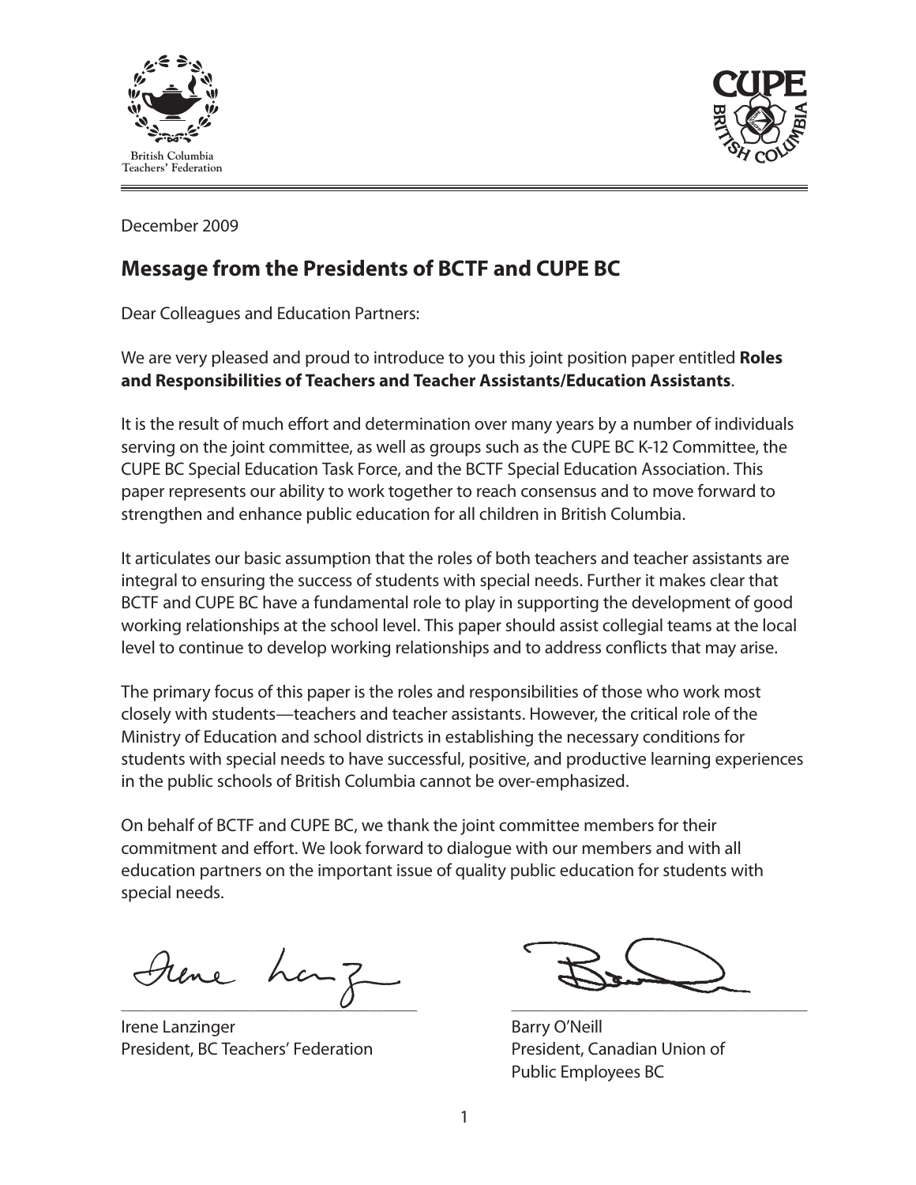British Columbia Teachers' Federation

December 2009

## Message from the Presidents of BCTF and CUPE BC

Dear Colleagues and Education Partners:

We are very pleased and proud to introduce to you this joint position paper entitled **Roles and Responsibilities of Teachers and Teacher Assistants/Education Assistants**.

It is the result of much effort and determination over many years by a number of individuals serving on the joint committee, as well as groups such as the CUPE BC K-12 Committee, the CUPE BC Special Education Task Force, and the BCTF Special Education Association. This paper represents our ability to work together to reach consensus and to move forward to strengthen and enhance public education for all children in British Columbia.

It articulates our basic assumption that the roles of both teachers and teacher assistants are integral to ensuring the success of students with special needs. Further it makes clear that BCTF and CUPE BC have a fundamental role to play in supporting the development of good working relationships at the school level. This paper should assist collegial teams at the local level to continue to develop working relationships and to address conflicts that may arise.

The primary focus of this paper is the roles and responsibilities of those who work most closely with students—teachers and teacher assistants. However, the critical role of the Ministry of Education and school districts in establishing the necessary conditions for students with special needs to have successful, positive, and productive learning experiences in the public schools of British Columbia cannot be over-emphasized.

On behalf of BCTF and CUPE BC, we thank the joint committee members for their commitment and effort. We look forward to dialogue with our members and with all education partners on the important issue of quality public education for students with special needs.

Irene Lanzinger
President, BC Teachers' Federation

Barry O'Neill
President, Canadian Union of Public Employees BC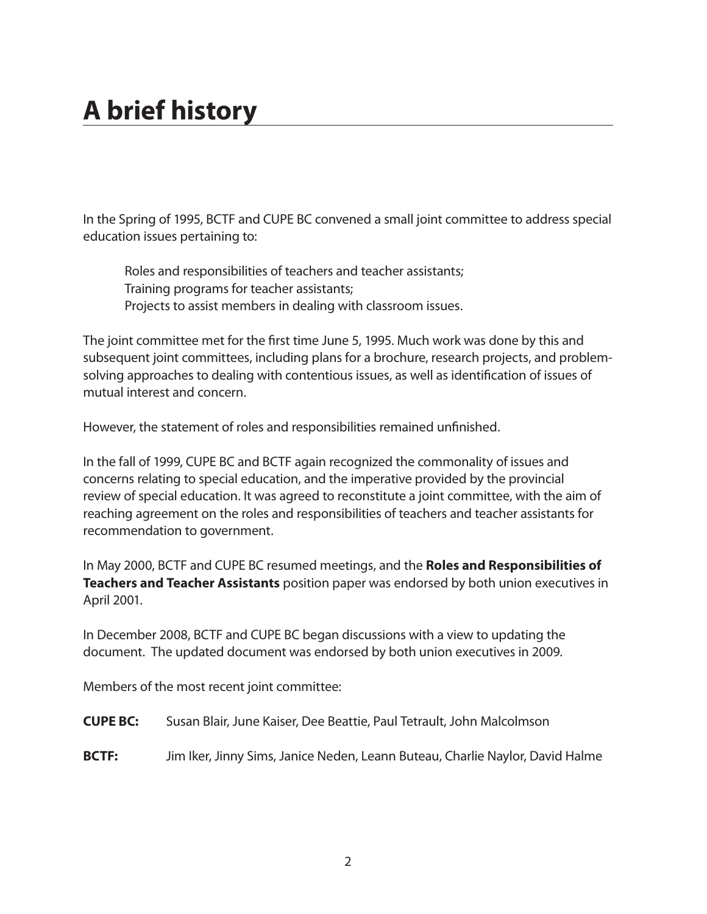# A brief history

In the Spring of 1995, BCTF and CUPE BC convened a small joint committee to address special education issues pertaining to:

Roles and responsibilities of teachers and teacher assistants;
Training programs for teacher assistants;
Projects to assist members in dealing with classroom issues.

The joint committee met for the first time June 5, 1995. Much work was done by this and subsequent joint committees, including plans for a brochure, research projects, and problem-solving approaches to dealing with contentious issues, as well as identification of issues of mutual interest and concern.

However, the statement of roles and responsibilities remained unfinished.

In the fall of 1999, CUPE BC and BCTF again recognized the commonality of issues and concerns relating to special education, and the imperative provided by the provincial review of special education. It was agreed to reconstitute a joint committee, with the aim of reaching agreement on the roles and responsibilities of teachers and teacher assistants for recommendation to government.

In May 2000, BCTF and CUPE BC resumed meetings, and the **Roles and Responsibilities of Teachers and Teacher Assistants** position paper was endorsed by both union executives in April 2001.

In December 2008, BCTF and CUPE BC began discussions with a view to updating the document. The updated document was endorsed by both union executives in 2009.

Members of the most recent joint committee:

**CUPE BC:** Susan Blair, June Kaiser, Dee Beattie, Paul Tetrault, John Malcolmson

**BCTF:** Jim Iker, Jinny Sims, Janice Neden, Leann Buteau, Charlie Naylor, David Halme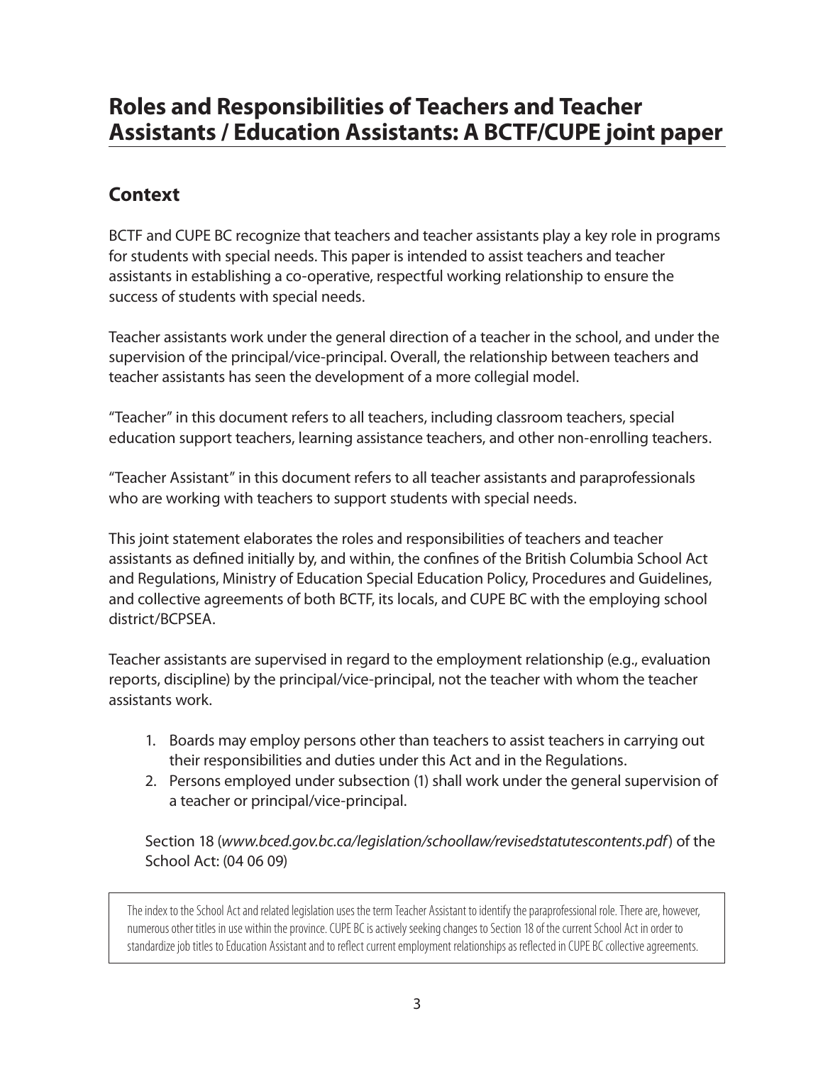# Roles and Responsibilities of Teachers and Teacher Assistants / Education Assistants: A BCTF/CUPE joint paper

## Context

BCTF and CUPE BC recognize that teachers and teacher assistants play a key role in programs for students with special needs. This paper is intended to assist teachers and teacher assistants in establishing a co-operative, respectful working relationship to ensure the success of students with special needs.

Teacher assistants work under the general direction of a teacher in the school, and under the supervision of the principal/vice-principal. Overall, the relationship between teachers and teacher assistants has seen the development of a more collegial model.

"Teacher" in this document refers to all teachers, including classroom teachers, special education support teachers, learning assistance teachers, and other non-enrolling teachers.

"Teacher Assistant" in this document refers to all teacher assistants and paraprofessionals who are working with teachers to support students with special needs.

This joint statement elaborates the roles and responsibilities of teachers and teacher assistants as defined initially by, and within, the confines of the British Columbia School Act and Regulations, Ministry of Education Special Education Policy, Procedures and Guidelines, and collective agreements of both BCTF, its locals, and CUPE BC with the employing school district/BCPSEA.

Teacher assistants are supervised in regard to the employment relationship (e.g., evaluation reports, discipline) by the principal/vice-principal, not the teacher with whom the teacher assistants work.

1. Boards may employ persons other than teachers to assist teachers in carrying out their responsibilities and duties under this Act and in the Regulations.
2. Persons employed under subsection (1) shall work under the general supervision of a teacher or principal/vice-principal.

Section 18 (*www.bced.gov.bc.ca/legislation/schoollaw/revisedstatutescontents.pdf*) of the School Act: (04 06 09)

> The index to the School Act and related legislation uses the term Teacher Assistant to identify the paraprofessional role. There are, however, numerous other titles in use within the province. CUPE BC is actively seeking changes to Section 18 of the current School Act in order to standardize job titles to Education Assistant and to reflect current employment relationships as reflected in CUPE BC collective agreements.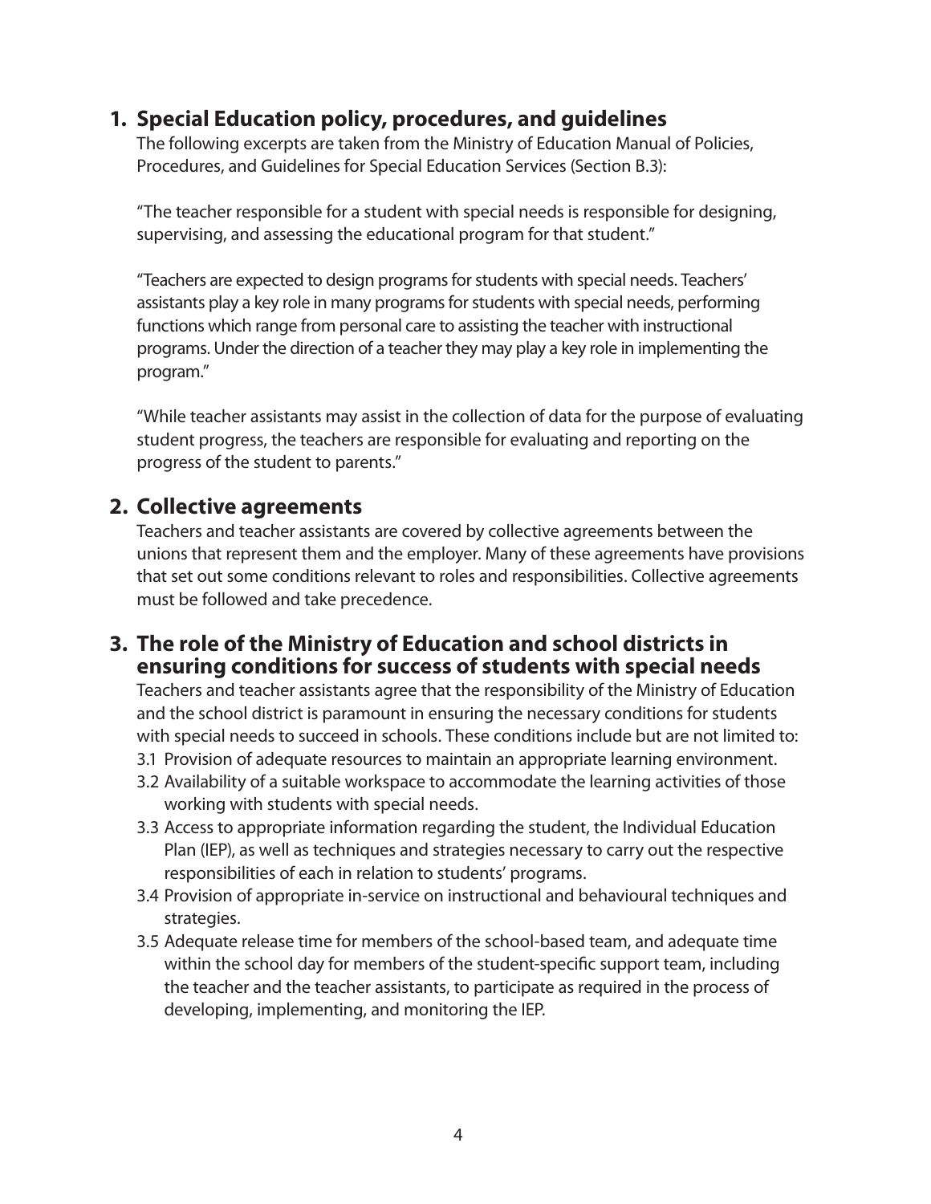## 1. Special Education policy, procedures, and guidelines

The following excerpts are taken from the Ministry of Education Manual of Policies, Procedures, and Guidelines for Special Education Services (Section B.3):

"The teacher responsible for a student with special needs is responsible for designing, supervising, and assessing the educational program for that student."

"Teachers are expected to design programs for students with special needs. Teachers' assistants play a key role in many programs for students with special needs, performing functions which range from personal care to assisting the teacher with instructional programs. Under the direction of a teacher they may play a key role in implementing the program."

"While teacher assistants may assist in the collection of data for the purpose of evaluating student progress, the teachers are responsible for evaluating and reporting on the progress of the student to parents."

## 2. Collective agreements

Teachers and teacher assistants are covered by collective agreements between the unions that represent them and the employer. Many of these agreements have provisions that set out some conditions relevant to roles and responsibilities. Collective agreements must be followed and take precedence.

## 3. The role of the Ministry of Education and school districts in ensuring conditions for success of students with special needs

Teachers and teacher assistants agree that the responsibility of the Ministry of Education and the school district is paramount in ensuring the necessary conditions for students with special needs to succeed in schools. These conditions include but are not limited to:

3.1 Provision of adequate resources to maintain an appropriate learning environment.

3.2 Availability of a suitable workspace to accommodate the learning activities of those working with students with special needs.

3.3 Access to appropriate information regarding the student, the Individual Education Plan (IEP), as well as techniques and strategies necessary to carry out the respective responsibilities of each in relation to students' programs.

3.4 Provision of appropriate in-service on instructional and behavioural techniques and strategies.

3.5 Adequate release time for members of the school-based team, and adequate time within the school day for members of the student-specific support team, including the teacher and the teacher assistants, to participate as required in the process of developing, implementing, and monitoring the IEP.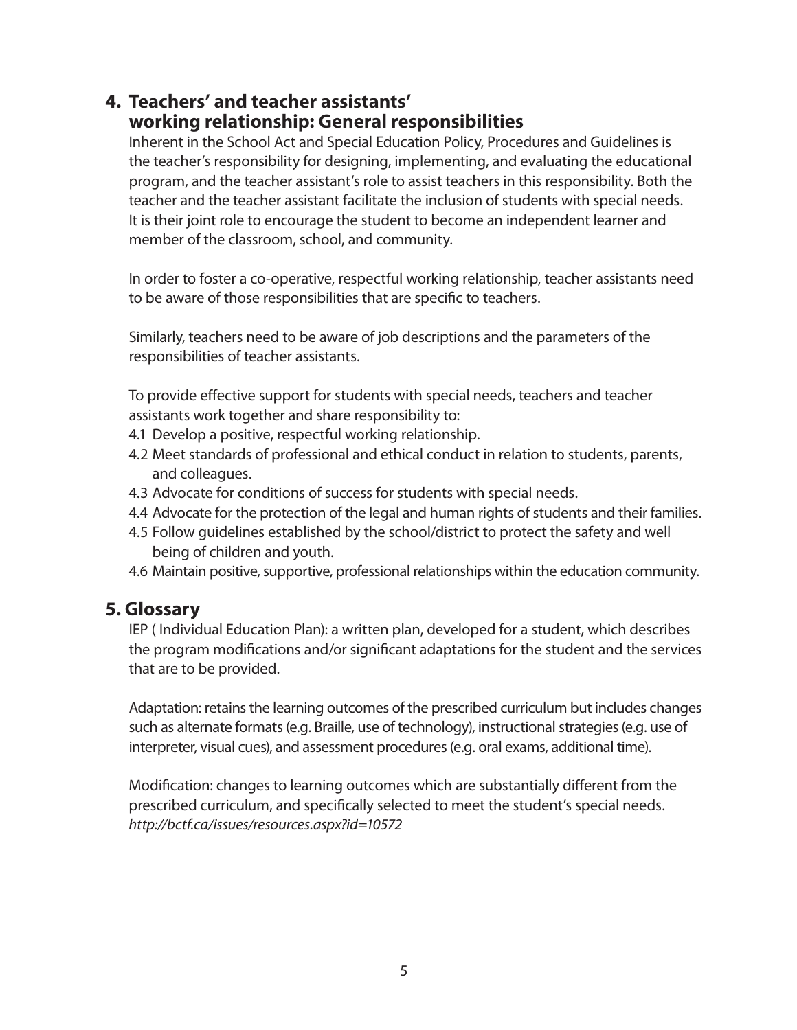## 4. Teachers' and teacher assistants' working relationship: General responsibilities

Inherent in the School Act and Special Education Policy, Procedures and Guidelines is the teacher's responsibility for designing, implementing, and evaluating the educational program, and the teacher assistant's role to assist teachers in this responsibility. Both the teacher and the teacher assistant facilitate the inclusion of students with special needs. It is their joint role to encourage the student to become an independent learner and member of the classroom, school, and community.

In order to foster a co-operative, respectful working relationship, teacher assistants need to be aware of those responsibilities that are specific to teachers.

Similarly, teachers need to be aware of job descriptions and the parameters of the responsibilities of teacher assistants.

To provide effective support for students with special needs, teachers and teacher assistants work together and share responsibility to:

4.1 Develop a positive, respectful working relationship.
4.2 Meet standards of professional and ethical conduct in relation to students, parents, and colleagues.
4.3 Advocate for conditions of success for students with special needs.
4.4 Advocate for the protection of the legal and human rights of students and their families.
4.5 Follow guidelines established by the school/district to protect the safety and well being of children and youth.
4.6 Maintain positive, supportive, professional relationships within the education community.

## 5. Glossary

IEP ( Individual Education Plan): a written plan, developed for a student, which describes the program modifications and/or significant adaptations for the student and the services that are to be provided.

Adaptation: retains the learning outcomes of the prescribed curriculum but includes changes such as alternate formats (e.g. Braille, use of technology), instructional strategies (e.g. use of interpreter, visual cues), and assessment procedures (e.g. oral exams, additional time).

Modification: changes to learning outcomes which are substantially different from the prescribed curriculum, and specifically selected to meet the student's special needs.
*http://bctf.ca/issues/resources.aspx?id=10572*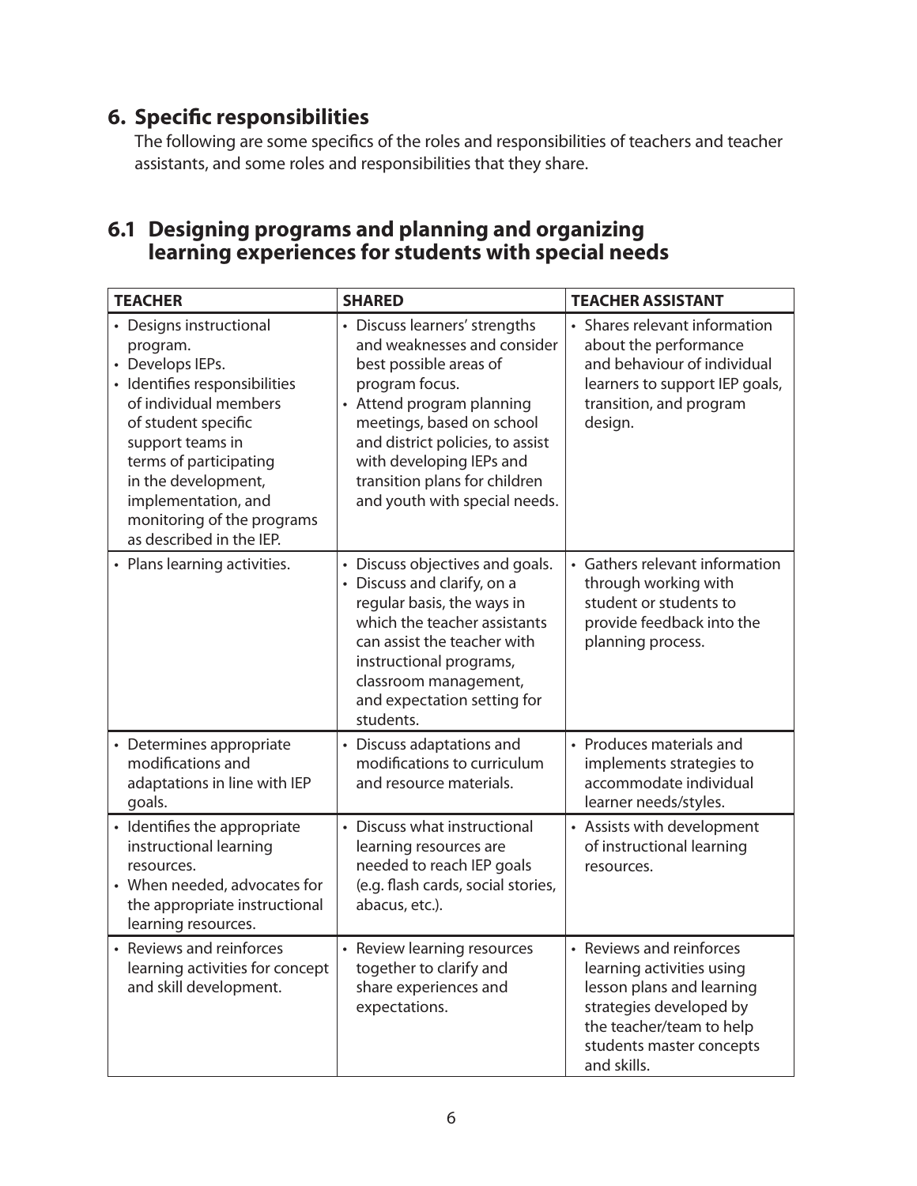## 6. Specific responsibilities

The following are some specifics of the roles and responsibilities of teachers and teacher assistants, and some roles and responsibilities that they share.

### 6.1 Designing programs and planning and organizing learning experiences for students with special needs

| TEACHER | SHARED | TEACHER ASSISTANT |
|---|---|---|
| • Designs instructional program.<br>• Develops IEPs.<br>• Identifies responsibilities of individual members of student specific support teams in terms of participating in the development, implementation, and monitoring of the programs as described in the IEP. | • Discuss learners' strengths and weaknesses and consider best possible areas of program focus.<br>• Attend program planning meetings, based on school and district policies, to assist with developing IEPs and transition plans for children and youth with special needs. | • Shares relevant information about the performance and behaviour of individual learners to support IEP goals, transition, and program design. |
| • Plans learning activities. | • Discuss objectives and goals.<br>• Discuss and clarify, on a regular basis, the ways in which the teacher assistants can assist the teacher with instructional programs, classroom management, and expectation setting for students. | • Gathers relevant information through working with student or students to provide feedback into the planning process. |
| • Determines appropriate modifications and adaptations in line with IEP goals. | • Discuss adaptations and modifications to curriculum and resource materials. | • Produces materials and implements strategies to accommodate individual learner needs/styles. |
| • Identifies the appropriate instructional learning resources.<br>• When needed, advocates for the appropriate instructional learning resources. | • Discuss what instructional learning resources are needed to reach IEP goals (e.g. flash cards, social stories, abacus, etc.). | • Assists with development of instructional learning resources. |
| • Reviews and reinforces learning activities for concept and skill development. | • Review learning resources together to clarify and share experiences and expectations. | • Reviews and reinforces learning activities using lesson plans and learning strategies developed by the teacher/team to help students master concepts and skills. |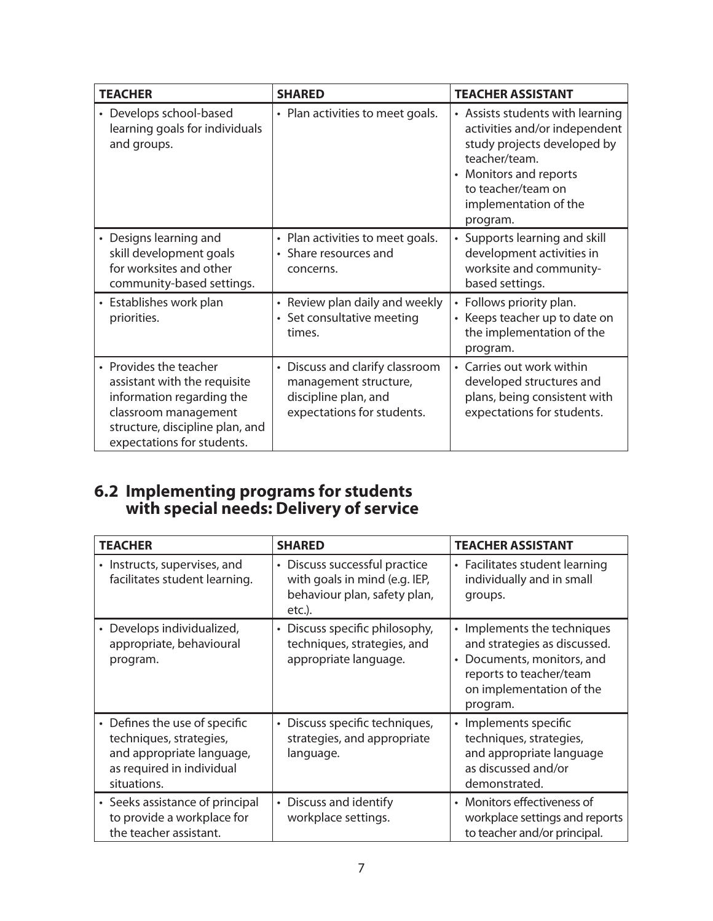| TEACHER | SHARED | TEACHER ASSISTANT |
|---|---|---|
| • Develops school-based learning goals for individuals and groups. | • Plan activities to meet goals. | • Assists students with learning activities and/or independent study projects developed by teacher/team.<br>• Monitors and reports to teacher/team on implementation of the program. |
| • Designs learning and skill development goals for worksites and other community-based settings. | • Plan activities to meet goals.<br>• Share resources and concerns. | • Supports learning and skill development activities in worksite and community-based settings. |
| • Establishes work plan priorities. | • Review plan daily and weekly<br>• Set consultative meeting times. | • Follows priority plan.<br>• Keeps teacher up to date on the implementation of the program. |
| • Provides the teacher assistant with the requisite information regarding the classroom management structure, discipline plan, and expectations for students. | • Discuss and clarify classroom management structure, discipline plan, and expectations for students. | • Carries out work within developed structures and plans, being consistent with expectations for students. |

## 6.2 Implementing programs for students with special needs: Delivery of service

| TEACHER | SHARED | TEACHER ASSISTANT |
|---|---|---|
| • Instructs, supervises, and facilitates student learning. | • Discuss successful practice with goals in mind (e.g. IEP, behaviour plan, safety plan, etc.). | • Facilitates student learning individually and in small groups. |
| • Develops individualized, appropriate, behavioural program. | • Discuss specific philosophy, techniques, strategies, and appropriate language. | • Implements the techniques and strategies as discussed.<br>• Documents, monitors, and reports to teacher/team on implementation of the program. |
| • Defines the use of specific techniques, strategies, and appropriate language, as required in individual situations. | • Discuss specific techniques, strategies, and appropriate language. | • Implements specific techniques, strategies, and appropriate language as discussed and/or demonstrated. |
| • Seeks assistance of principal to provide a workplace for the teacher assistant. | • Discuss and identify workplace settings. | • Monitors effectiveness of workplace settings and reports to teacher and/or principal. |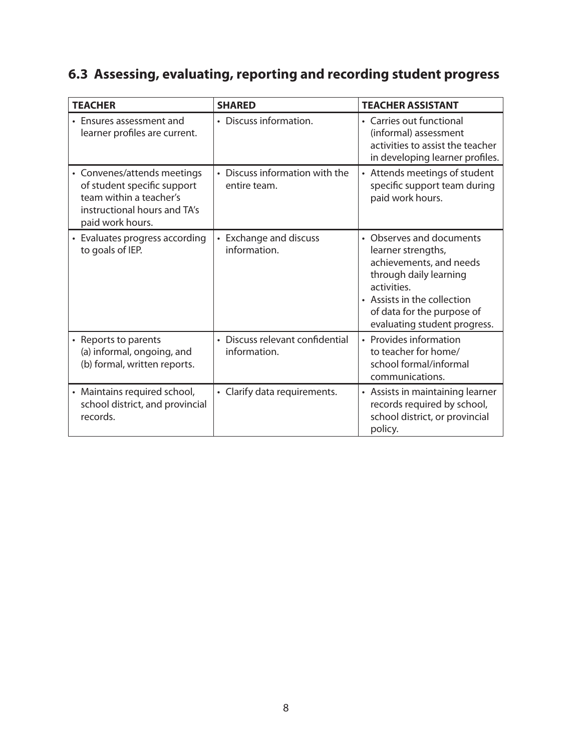## 6.3 Assessing, evaluating, reporting and recording student progress

| TEACHER | SHARED | TEACHER ASSISTANT |
|---|---|---|
| • Ensures assessment and learner profiles are current. | • Discuss information. | • Carries out functional (informal) assessment activities to assist the teacher in developing learner profiles. |
| • Convenes/attends meetings of student specific support team within a teacher's instructional hours and TA's paid work hours. | • Discuss information with the entire team. | • Attends meetings of student specific support team during paid work hours. |
| • Evaluates progress according to goals of IEP. | • Exchange and discuss information. | • Observes and documents learner strengths, achievements, and needs through daily learning activities.<br>• Assists in the collection of data for the purpose of evaluating student progress. |
| • Reports to parents (a) informal, ongoing, and (b) formal, written reports. | • Discuss relevant confidential information. | • Provides information to teacher for home/school formal/informal communications. |
| • Maintains required school, school district, and provincial records. | • Clarify data requirements. | • Assists in maintaining learner records required by school, school district, or provincial policy. |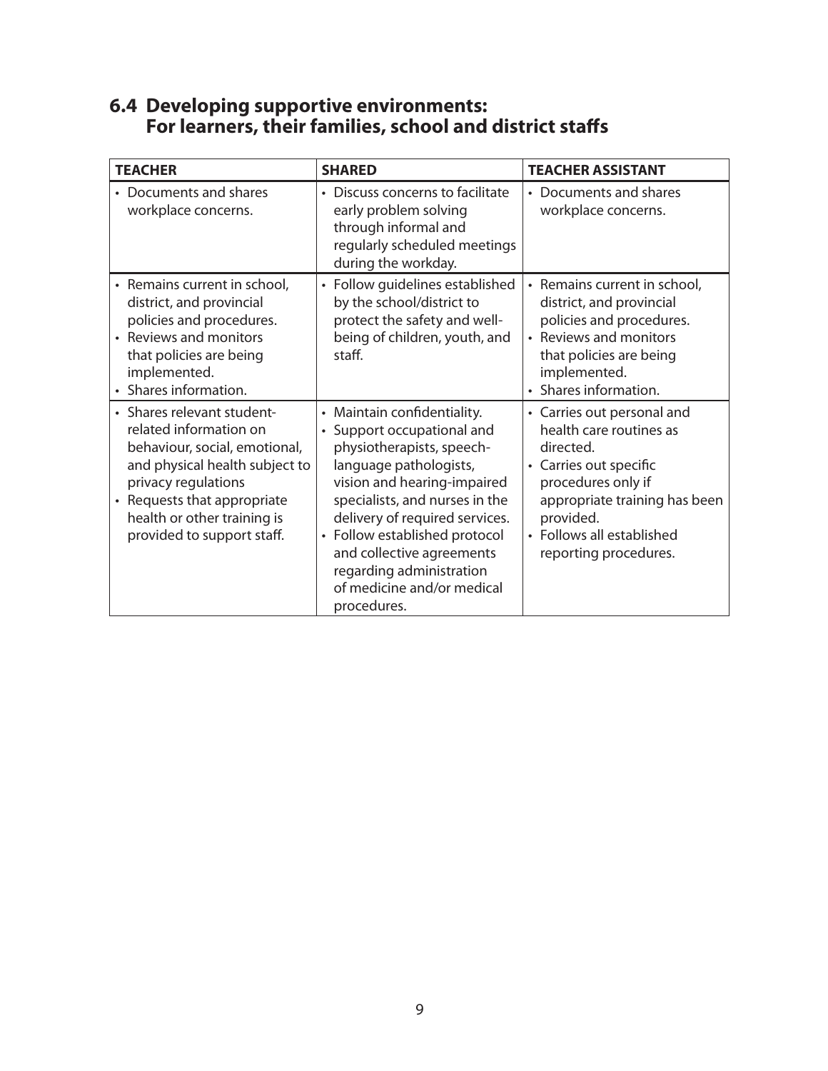## 6.4 Developing supportive environments: For learners, their families, school and district staffs

| TEACHER | SHARED | TEACHER ASSISTANT |
|---|---|---|
| • Documents and shares workplace concerns. | • Discuss concerns to facilitate early problem solving through informal and regularly scheduled meetings during the workday. | • Documents and shares workplace concerns. |
| • Remains current in school, district, and provincial policies and procedures.<br>• Reviews and monitors that policies are being implemented.<br>• Shares information. | • Follow guidelines established by the school/district to protect the safety and well-being of children, youth, and staff. | • Remains current in school, district, and provincial policies and procedures.<br>• Reviews and monitors that policies are being implemented.<br>• Shares information. |
| • Shares relevant student-related information on behaviour, social, emotional, and physical health subject to privacy regulations<br>• Requests that appropriate health or other training is provided to support staff. | • Maintain confidentiality.<br>• Support occupational and physiotherapists, speech-language pathologists, vision and hearing-impaired specialists, and nurses in the delivery of required services.<br>• Follow established protocol and collective agreements regarding administration of medicine and/or medical procedures. | • Carries out personal and health care routines as directed.<br>• Carries out specific procedures only if appropriate training has been provided.<br>• Follows all established reporting procedures. |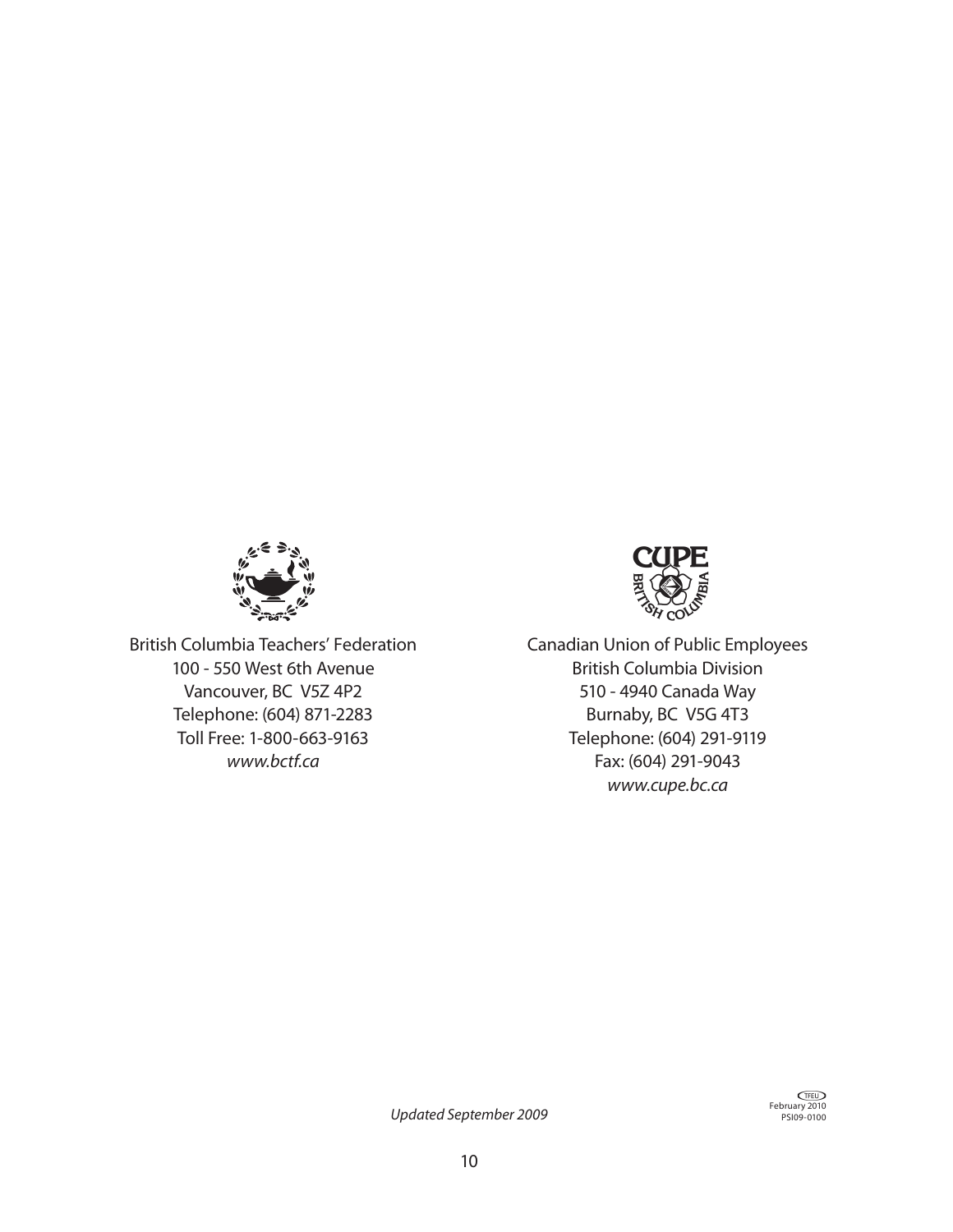British Columbia Teachers' Federation
100 - 550 West 6th Avenue
Vancouver, BC V5Z 4P2
Telephone: (604) 871-2283
Toll Free: 1-800-663-9163
*www.bctf.ca*

Canadian Union of Public Employees
British Columbia Division
510 - 4940 Canada Way
Burnaby, BC V5G 4T3
Telephone: (604) 291-9119
Fax: (604) 291-9043
*www.cupe.bc.ca*

*Updated September 2009*

TFEU
February 2010
PSI09-0100